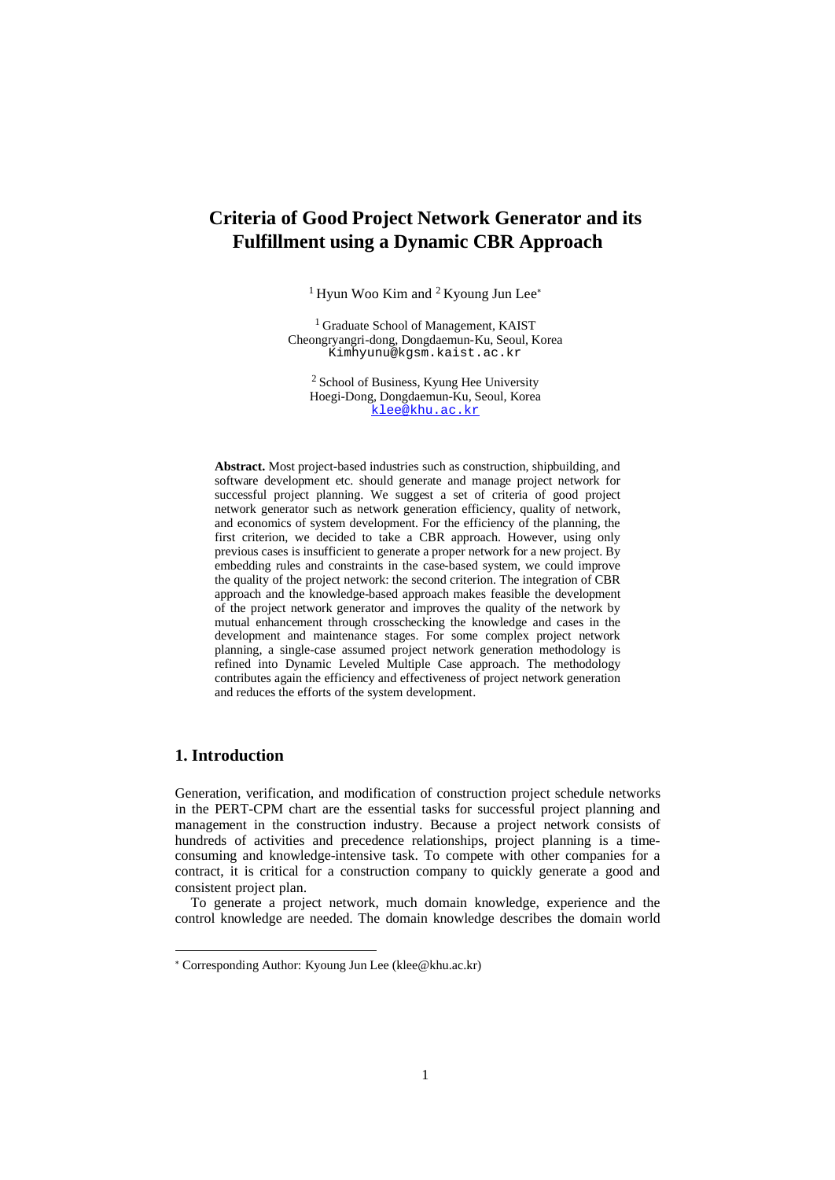# Criteria of Good Project Network Generator and its Fulfillment using a Dynamic CBR Approach

[1] Hyun Woo Kim and [2] Kyoung Jun Lee*

[1] Graduate School of Management, KAIST
Cheongryangri-dong, Dongdaemun-Ku, Seoul, Korea
Kimhyunu@kgsm.kaist.ac.kr

[2] School of Business, Kyung Hee University
Hoegi-Dong, Dongdaemun-Ku, Seoul, Korea
klee@khu.ac.kr

**Abstract.** Most project-based industries such as construction, shipbuilding, and software development etc. should generate and manage project network for successful project planning. We suggest a set of criteria of good project network generator such as network generation efficiency, quality of network, and economics of system development. For the efficiency of the planning, the first criterion, we decided to take a CBR approach. However, using only previous cases is insufficient to generate a proper network for a new project. By embedding rules and constraints in the case-based system, we could improve the quality of the project network: the second criterion. The integration of CBR approach and the knowledge-based approach makes feasible the development of the project network generator and improves the quality of the network by mutual enhancement through crosschecking the knowledge and cases in the development and maintenance stages. For some complex project network planning, a single-case assumed project network generation methodology is refined into Dynamic Leveled Multiple Case approach. The methodology contributes again the efficiency and effectiveness of project network generation and reduces the efforts of the system development.

## 1. Introduction

Generation, verification, and modification of construction project schedule networks in the PERT-CPM chart are the essential tasks for successful project planning and management in the construction industry. Because a project network consists of hundreds of activities and precedence relationships, project planning is a time-consuming and knowledge-intensive task. To compete with other companies for a contract, it is critical for a construction company to quickly generate a good and consistent project plan.

To generate a project network, much domain knowledge, experience and the control knowledge are needed. The domain knowledge describes the domain world

* Corresponding Author: Kyoung Jun Lee (klee@khu.ac.kr)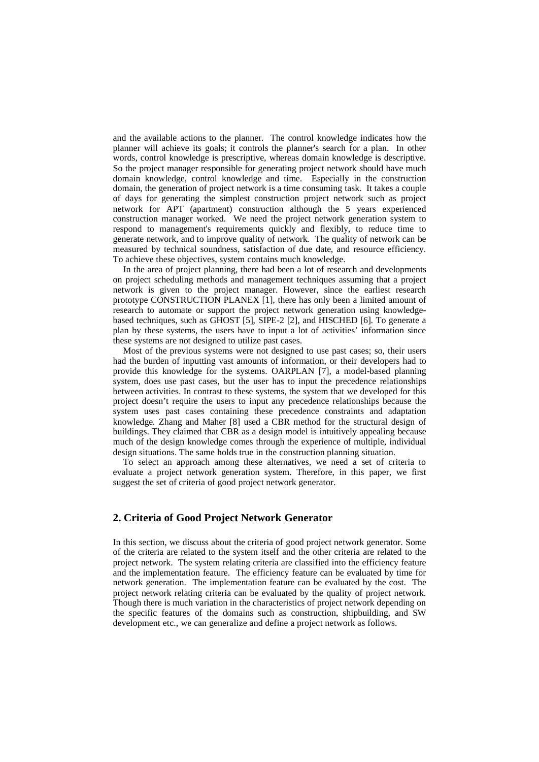and the available actions to the planner. The control knowledge indicates how the planner will achieve its goals; it controls the planner's search for a plan. In other words, control knowledge is prescriptive, whereas domain knowledge is descriptive. So the project manager responsible for generating project network should have much domain knowledge, control knowledge and time. Especially in the construction domain, the generation of project network is a time consuming task. It takes a couple of days for generating the simplest construction project network such as project network for APT (apartment) construction although the 5 years experienced construction manager worked. We need the project network generation system to respond to management's requirements quickly and flexibly, to reduce time to generate network, and to improve quality of network. The quality of network can be measured by technical soundness, satisfaction of due date, and resource efficiency. To achieve these objectives, system contains much knowledge.

In the area of project planning, there had been a lot of research and developments on project scheduling methods and management techniques assuming that a project network is given to the project manager. However, since the earliest research prototype CONSTRUCTION PLANEX [1], there has only been a limited amount of research to automate or support the project network generation using knowledge-based techniques, such as GHOST [5], SIPE-2 [2], and HISCHED [6]. To generate a plan by these systems, the users have to input a lot of activities' information since these systems are not designed to utilize past cases.

Most of the previous systems were not designed to use past cases; so, their users had the burden of inputting vast amounts of information, or their developers had to provide this knowledge for the systems. OARPLAN [7], a model-based planning system, does use past cases, but the user has to input the precedence relationships between activities. In contrast to these systems, the system that we developed for this project doesn't require the users to input any precedence relationships because the system uses past cases containing these precedence constraints and adaptation knowledge. Zhang and Maher [8] used a CBR method for the structural design of buildings. They claimed that CBR as a design model is intuitively appealing because much of the design knowledge comes through the experience of multiple, individual design situations. The same holds true in the construction planning situation.

To select an approach among these alternatives, we need a set of criteria to evaluate a project network generation system. Therefore, in this paper, we first suggest the set of criteria of good project network generator.

## 2. Criteria of Good Project Network Generator

In this section, we discuss about the criteria of good project network generator. Some of the criteria are related to the system itself and the other criteria are related to the project network. The system relating criteria are classified into the efficiency feature and the implementation feature. The efficiency feature can be evaluated by time for network generation. The implementation feature can be evaluated by the cost. The project network relating criteria can be evaluated by the quality of project network. Though there is much variation in the characteristics of project network depending on the specific features of the domains such as construction, shipbuilding, and SW development etc., we can generalize and define a project network as follows.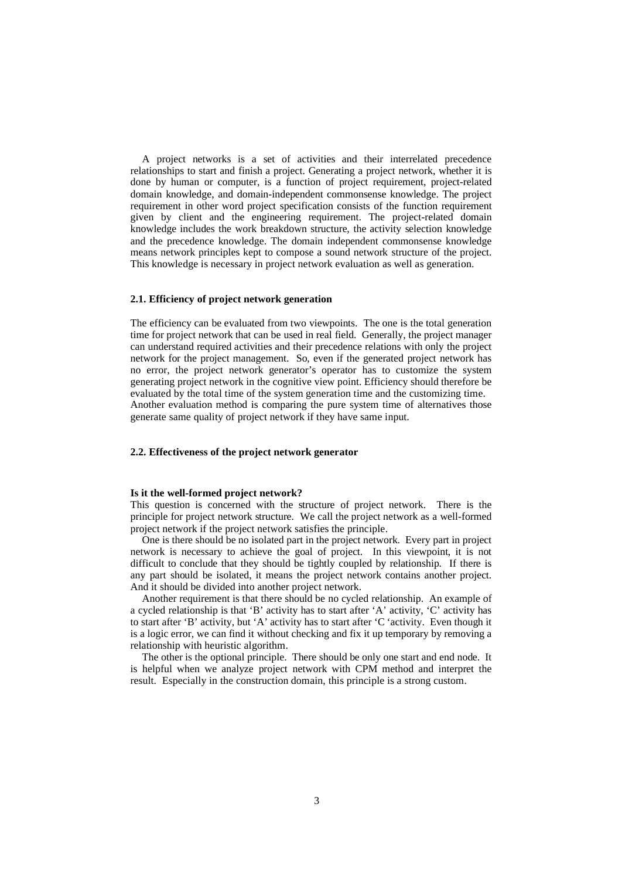A project networks is a set of activities and their interrelated precedence relationships to start and finish a project. Generating a project network, whether it is done by human or computer, is a function of project requirement, project-related domain knowledge, and domain-independent commonsense knowledge. The project requirement in other word project specification consists of the function requirement given by client and the engineering requirement. The project-related domain knowledge includes the work breakdown structure, the activity selection knowledge and the precedence knowledge. The domain independent commonsense knowledge means network principles kept to compose a sound network structure of the project. This knowledge is necessary in project network evaluation as well as generation.

### 2.1. Efficiency of project network generation

The efficiency can be evaluated from two viewpoints. The one is the total generation time for project network that can be used in real field. Generally, the project manager can understand required activities and their precedence relations with only the project network for the project management. So, even if the generated project network has no error, the project network generator's operator has to customize the system generating project network in the cognitive view point. Efficiency should therefore be evaluated by the total time of the system generation time and the customizing time.
Another evaluation method is comparing the pure system time of alternatives those generate same quality of project network if they have same input.

### 2.2. Effectiveness of the project network generator

**Is it the well-formed project network?**
This question is concerned with the structure of project network. There is the principle for project network structure. We call the project network as a well-formed project network if the project network satisfies the principle.

One is there should be no isolated part in the project network. Every part in project network is necessary to achieve the goal of project. In this viewpoint, it is not difficult to conclude that they should be tightly coupled by relationship. If there is any part should be isolated, it means the project network contains another project. And it should be divided into another project network.

Another requirement is that there should be no cycled relationship. An example of a cycled relationship is that 'B' activity has to start after 'A' activity, 'C' activity has to start after 'B' activity, but 'A' activity has to start after 'C 'activity. Even though it is a logic error, we can find it without checking and fix it up temporary by removing a relationship with heuristic algorithm.

The other is the optional principle. There should be only one start and end node. It is helpful when we analyze project network with CPM method and interpret the result. Especially in the construction domain, this principle is a strong custom.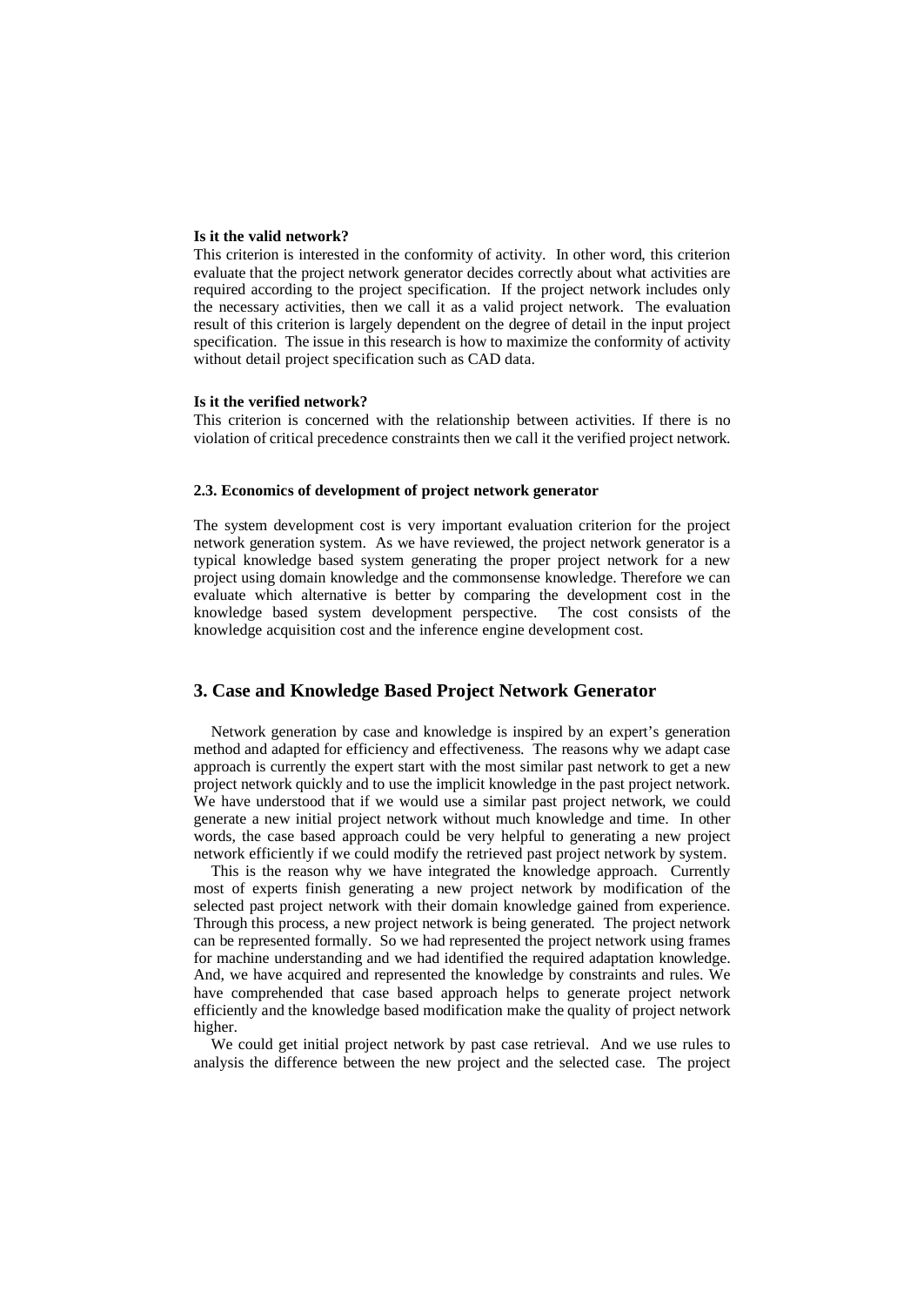**Is it the valid network?**

This criterion is interested in the conformity of activity. In other word, this criterion evaluate that the project network generator decides correctly about what activities are required according to the project specification. If the project network includes only the necessary activities, then we call it as a valid project network. The evaluation result of this criterion is largely dependent on the degree of detail in the input project specification. The issue in this research is how to maximize the conformity of activity without detail project specification such as CAD data.

**Is it the verified network?**

This criterion is concerned with the relationship between activities. If there is no violation of critical precedence constraints then we call it the verified project network.

### 2.3. Economics of development of project network generator

The system development cost is very important evaluation criterion for the project network generation system. As we have reviewed, the project network generator is a typical knowledge based system generating the proper project network for a new project using domain knowledge and the commonsense knowledge. Therefore we can evaluate which alternative is better by comparing the development cost in the knowledge based system development perspective. The cost consists of the knowledge acquisition cost and the inference engine development cost.

## 3. Case and Knowledge Based Project Network Generator

Network generation by case and knowledge is inspired by an expert's generation method and adapted for efficiency and effectiveness. The reasons why we adapt case approach is currently the expert start with the most similar past network to get a new project network quickly and to use the implicit knowledge in the past project network. We have understood that if we would use a similar past project network, we could generate a new initial project network without much knowledge and time. In other words, the case based approach could be very helpful to generating a new project network efficiently if we could modify the retrieved past project network by system.

This is the reason why we have integrated the knowledge approach. Currently most of experts finish generating a new project network by modification of the selected past project network with their domain knowledge gained from experience. Through this process, a new project network is being generated. The project network can be represented formally. So we had represented the project network using frames for machine understanding and we had identified the required adaptation knowledge. And, we have acquired and represented the knowledge by constraints and rules. We have comprehended that case based approach helps to generate project network efficiently and the knowledge based modification make the quality of project network higher.

We could get initial project network by past case retrieval. And we use rules to analysis the difference between the new project and the selected case. The project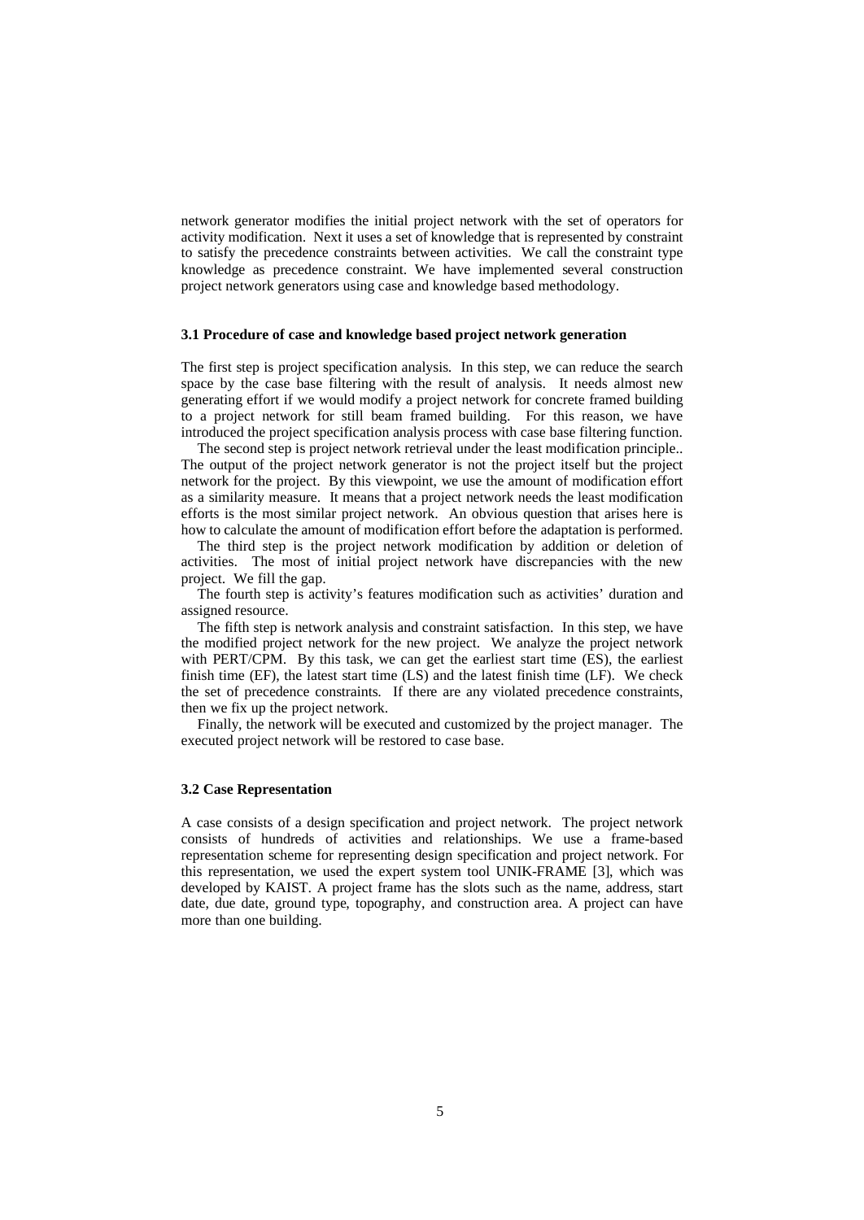network generator modifies the initial project network with the set of operators for activity modification. Next it uses a set of knowledge that is represented by constraint to satisfy the precedence constraints between activities. We call the constraint type knowledge as precedence constraint. We have implemented several construction project network generators using case and knowledge based methodology.

### 3.1 Procedure of case and knowledge based project network generation

The first step is project specification analysis. In this step, we can reduce the search space by the case base filtering with the result of analysis. It needs almost new generating effort if we would modify a project network for concrete framed building to a project network for still beam framed building. For this reason, we have introduced the project specification analysis process with case base filtering function.

The second step is project network retrieval under the least modification principle.. The output of the project network generator is not the project itself but the project network for the project. By this viewpoint, we use the amount of modification effort as a similarity measure. It means that a project network needs the least modification efforts is the most similar project network. An obvious question that arises here is how to calculate the amount of modification effort before the adaptation is performed.

The third step is the project network modification by addition or deletion of activities. The most of initial project network have discrepancies with the new project. We fill the gap.

The fourth step is activity's features modification such as activities' duration and assigned resource.

The fifth step is network analysis and constraint satisfaction. In this step, we have the modified project network for the new project. We analyze the project network with PERT/CPM. By this task, we can get the earliest start time (ES), the earliest finish time (EF), the latest start time (LS) and the latest finish time (LF). We check the set of precedence constraints. If there are any violated precedence constraints, then we fix up the project network.

Finally, the network will be executed and customized by the project manager. The executed project network will be restored to case base.

### 3.2 Case Representation

A case consists of a design specification and project network. The project network consists of hundreds of activities and relationships. We use a frame-based representation scheme for representing design specification and project network. For this representation, we used the expert system tool UNIK-FRAME [3], which was developed by KAIST. A project frame has the slots such as the name, address, start date, due date, ground type, topography, and construction area. A project can have more than one building.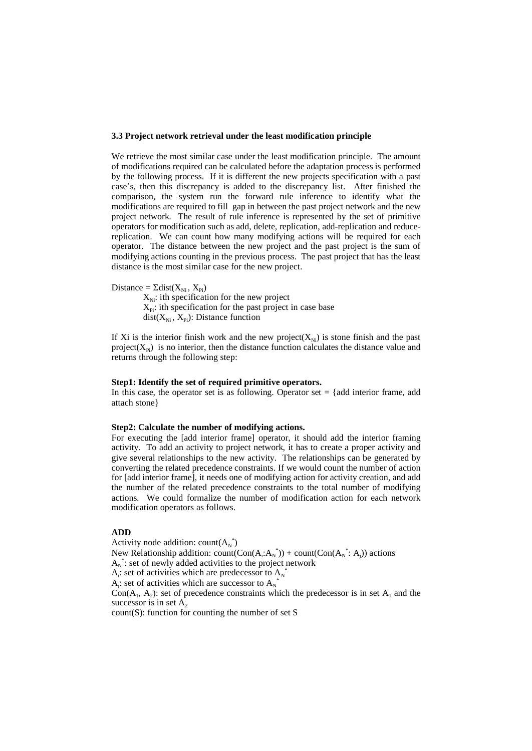### 3.3 Project network retrieval under the least modification principle

We retrieve the most similar case under the least modification principle. The amount of modifications required can be calculated before the adaptation process is performed by the following process. If it is different the new projects specification with a past case's, then this discrepancy is added to the discrepancy list. After finished the comparison, the system run the forward rule inference to identify what the modifications are required to fill gap in between the past project network and the new project network. The result of rule inference is represented by the set of primitive operators for modification such as add, delete, replication, add-replication and reduce-replication. We can count how many modifying actions will be required for each operator. The distance between the new project and the past project is the sum of modifying actions counting in the previous process. The past project that has the least distance is the most similar case for the new project.

Distance = $\Sigma \text{dist}(X_{Ni}, X_{Pi})$

$X_{Ni}$: ith specification for the new project
$X_{Pi}$: ith specification for the past project in case base
$\text{dist}(X_{Ni}, X_{Pi})$: Distance function

If Xi is the interior finish work and the new project($X_{Ni}$) is stone finish and the past project($X_{Pi}$) is no interior, then the distance function calculates the distance value and returns through the following step:

**Step1: Identify the set of required primitive operators.**
In this case, the operator set is as following. Operator set = {add interior frame, add attach stone}

**Step2: Calculate the number of modifying actions.**
For executing the [add interior frame] operator, it should add the interior framing activity. To add an activity to project network, it has to create a proper activity and give several relationships to the new activity. The relationships can be generated by converting the related precedence constraints. If we would count the number of action for [add interior frame], it needs one of modifying action for activity creation, and add the number of the related precedence constraints to the total number of modifying actions. We could formalize the number of modification action for each network modification operators as follows.

**ADD**
Activity node addition: $\text{count}(A_N^*)$
New Relationship addition: $\text{count}(\text{Con}(A_i{:}A_N^*)) + \text{count}(\text{Con}(A_N^*{:}\ A_j))$ actions
$A_N^*$: set of newly added activities to the project network
$A_i$: set of activities which are predecessor to $A_N^*$
$A_j$: set of activities which are successor to $A_N^*$
$\text{Con}(A_1, A_2)$: set of precedence constraints which the predecessor is in set $A_1$ and the successor is in set $A_2$
count(S): function for counting the number of set S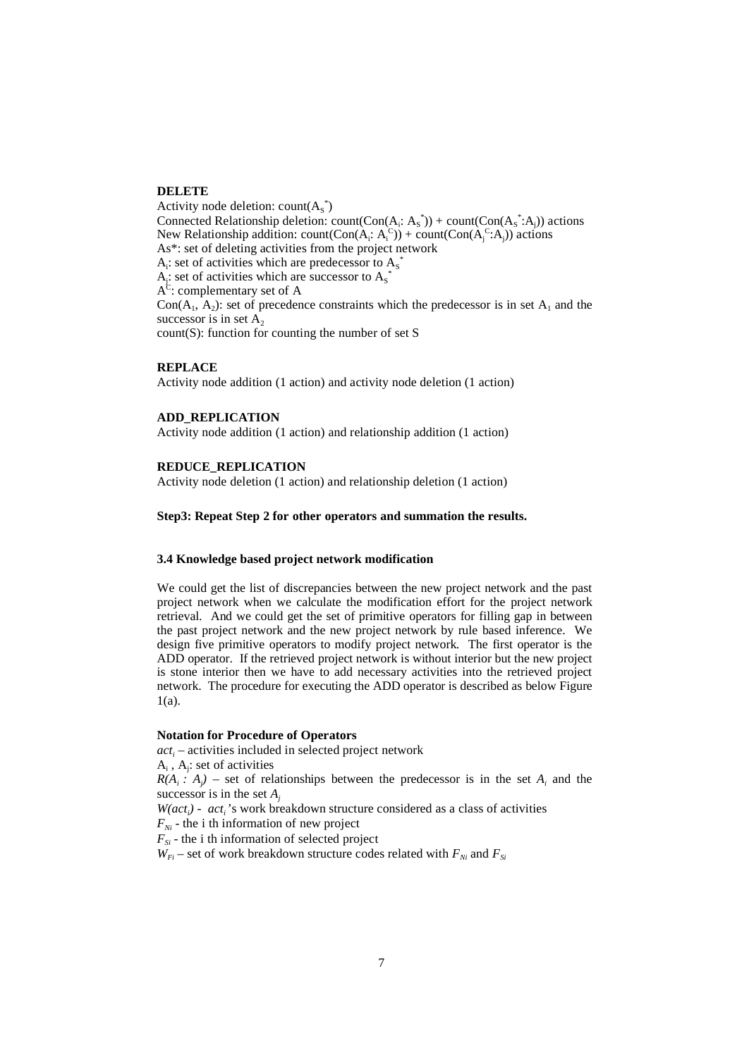**DELETE**

Activity node deletion: $count(A_S^*)$

Connected Relationship deletion: $count(Con(A_i: A_S^*)) + count(Con(A_S^*:A_j))$ actions

New Relationship addition: $count(Con(A_i: A_i^C)) + count(Con(A_j^C:A_j))$ actions

As*: set of deleting activities from the project network

$A_i$: set of activities which are predecessor to $A_S^*$

$A_j$: set of activities which are successor to $A_S^*$

$A^C$: complementary set of A

$Con(A_1, A_2)$: set of precedence constraints which the predecessor is in set $A_1$ and the successor is in set $A_2$

count(S): function for counting the number of set S

**REPLACE**

Activity node addition (1 action) and activity node deletion (1 action)

**ADD_REPLICATION**

Activity node addition (1 action) and relationship addition (1 action)

**REDUCE_REPLICATION**

Activity node deletion (1 action) and relationship deletion (1 action)

**Step3: Repeat Step 2 for other operators and summation the results.**

### 3.4 Knowledge based project network modification

We could get the list of discrepancies between the new project network and the past project network when we calculate the modification effort for the project network retrieval. And we could get the set of primitive operators for filling gap in between the past project network and the new project network by rule based inference. We design five primitive operators to modify project network. The first operator is the ADD operator. If the retrieved project network is without interior but the new project is stone interior then we have to add necessary activities into the retrieved project network. The procedure for executing the ADD operator is described as below Figure 1(a).

**Notation for Procedure of Operators**

$act_i$ – activities included in selected project network

$A_i$ , $A_j$: set of activities

$R(A_i : A_j)$ – set of relationships between the predecessor is in the set $A_i$ and the successor is in the set $A_j$

$W(act_i)$ - $act_i$'s work breakdown structure considered as a class of activities

$F_{Ni}$ - the i th information of new project

$F_{Si}$ - the i th information of selected project

$W_{Fi}$ – set of work breakdown structure codes related with $F_{Ni}$ and $F_{Si}$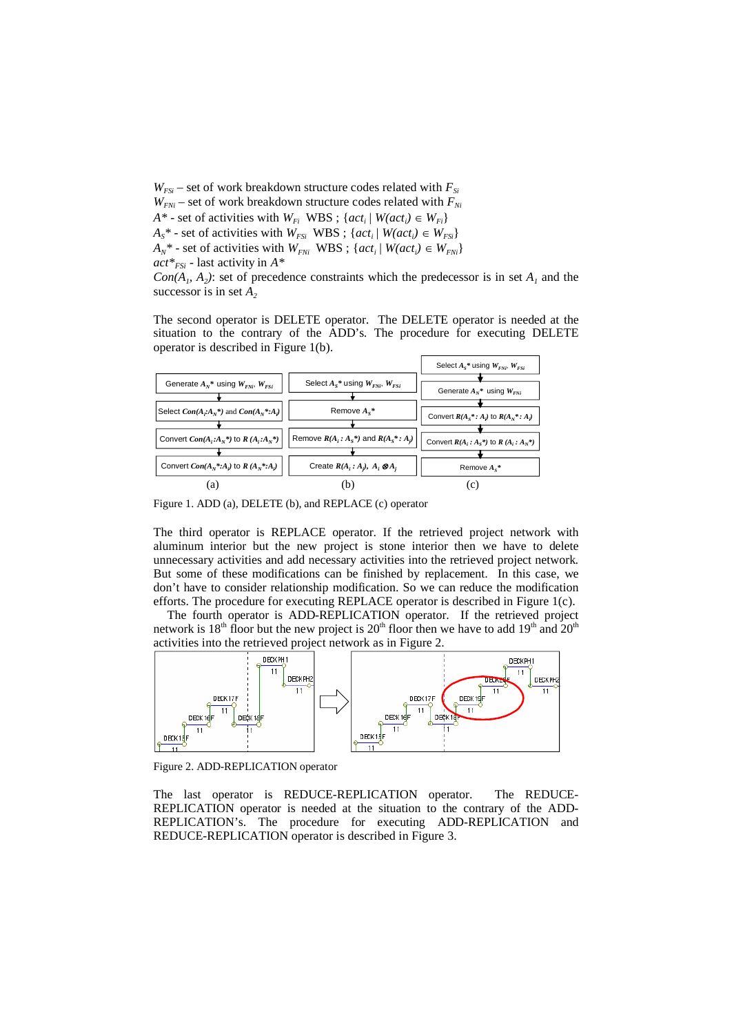$W_{FSi}$ – set of work breakdown structure codes related with $F_{Si}$
$W_{FNi}$ – set of work breakdown structure codes related with $F_{Ni}$
$A^*$ - set of activities with $W_{Fi}$ WBS ; $\{act_i \mid W(act_i) \in W_{Fi}\}$
$A_S^*$ - set of activities with $W_{FSi}$ WBS ; $\{act_i \mid W(act_i) \in W_{FSi}\}$
$A_N^*$ - set of activities with $W_{FNi}$ WBS ; $\{act_i \mid W(act_i) \in W_{FNi}\}$
$act^*_{FSi}$ - last activity in $A^*$
$Con(A_1, A_2)$: set of precedence constraints which the predecessor is in set $A_1$ and the successor is in set $A_2$

The second operator is DELETE operator. The DELETE operator is needed at the situation to the contrary of the ADD's. The procedure for executing DELETE operator is described in Figure 1(b).

(a)
- Generate $A_N^*$ using $W_{FNi}$, $W_{FSi}$
- Select $Con(A_i{:}A_N^*)$ and $Con(A_N^*{:}A_i)$
- Convert $Con(A_i{:}A_N^*)$ to $R(A_i{:}A_N^*)$
- Convert $Con(A_N^*{:}A_i)$ to $R(A_N^*{:}A_i)$

(b)
- Select $A_S^*$ using $W_{FNi}$, $W_{FSi}$
- Remove $A_S^*$
- Remove $R(A_i : A_S^*)$ and $R(A_S^* : A_j)$
- Create $R(A_i : A_j)$, $A_i \otimes A_j$

(c)
- Select $A_S^*$ using $W_{FNi}$, $W_{FSi}$
- Generate $A_N^*$ using $W_{FNi}$
- Convert $R(A_S^* : A_i)$ to $R(A_N^* : A_i)$
- Convert $R(A_i : A_S^*)$ to $R(A_i : A_N^*)$
- Remove $A_S^*$

Figure 1. ADD (a), DELETE (b), and REPLACE (c) operator

The third operator is REPLACE operator. If the retrieved project network with aluminum interior but the new project is stone interior then we have to delete unnecessary activities and add necessary activities into the retrieved project network. But some of these modifications can be finished by replacement. In this case, we don't have to consider relationship modification. So we can reduce the modification efforts. The procedure for executing REPLACE operator is described in Figure 1(c).

The fourth operator is ADD-REPLICATION operator. If the retrieved project network is 18th floor but the new project is 20th floor then we have to add 19th and 20th activities into the retrieved project network as in Figure 2.

Figure 2. ADD-REPLICATION operator

The last operator is REDUCE-REPLICATION operator. The REDUCE-REPLICATION operator is needed at the situation to the contrary of the ADD-REPLICATION's. The procedure for executing ADD-REPLICATION and REDUCE-REPLICATION operator is described in Figure 3.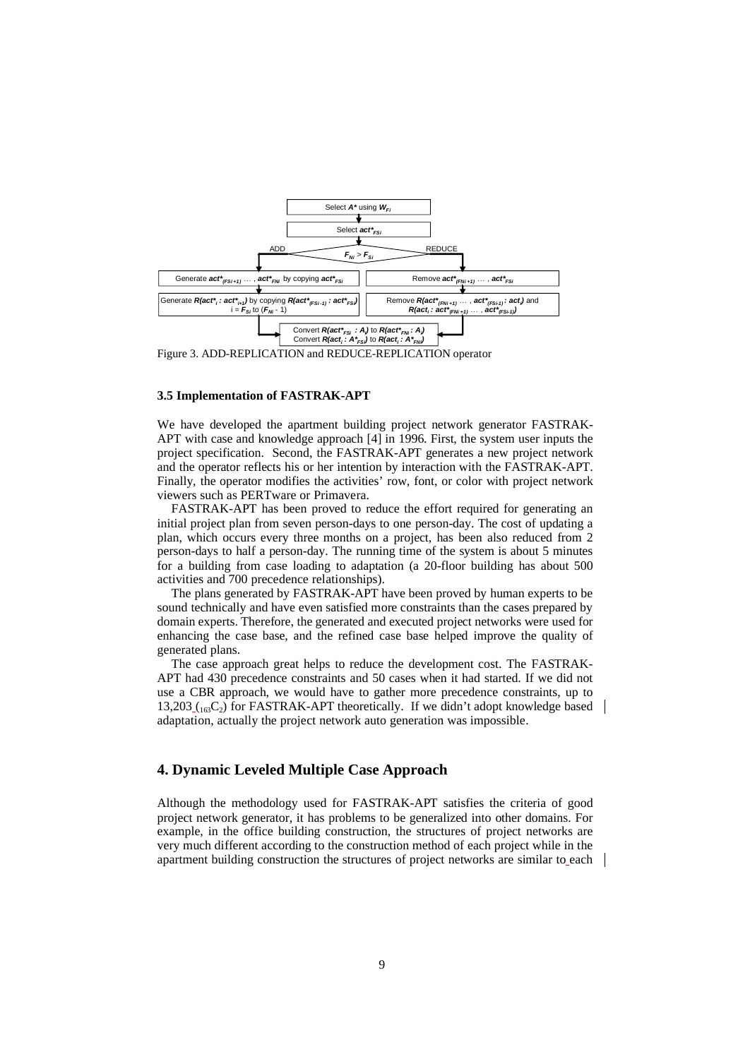Select $A^*$ using $W_{Fi}$

Select $act^*_{FSi}$

ADD — $F_{Ni} > F_{Si}$ — REDUCE

Generate $act^*_{(FSi+1)}$ … , $act^*_{FNi}$ by copying $act^*_{FSi}$

Generate $R(act^*_i : act^*_{i+1})$ by copying $R(act^*_{(FSi-1)} : act^*_{FSi})$ i = $F_{Si}$ to ($F_{Ni}$ - 1)

Remove $act^*_{(FNi+1)}$ … , $act^*_{FSi}$

Remove $R(act^*_{(FNi+1)}$ … , $act^*_{(FSi-1)} : act_j)$ and $R(act_i : act^*_{(FNi+1)}$ … , $act^*_{(FSi-1)})$

Convert $R(act^*_{FSi} : A_j)$ to $R(act^*_{FNi} : A_j)$
Convert $R(act_i : A^*_{FSi})$ to $R(act_i : A^*_{FNi})$

Figure 3. ADD-REPLICATION and REDUCE-REPLICATION operator

### 3.5 Implementation of FASTRAK-APT

We have developed the apartment building project network generator FASTRAK-APT with case and knowledge approach [4] in 1996. First, the system user inputs the project specification. Second, the FASTRAK-APT generates a new project network and the operator reflects his or her intention by interaction with the FASTRAK-APT. Finally, the operator modifies the activities' row, font, or color with project network viewers such as PERTware or Primavera.

FASTRAK-APT has been proved to reduce the effort required for generating an initial project plan from seven person-days to one person-day. The cost of updating a plan, which occurs every three months on a project, has been also reduced from 2 person-days to half a person-day. The running time of the system is about 5 minutes for a building from case loading to adaptation (a 20-floor building has about 500 activities and 700 precedence relationships).

The plans generated by FASTRAK-APT have been proved by human experts to be sound technically and have even satisfied more constraints than the cases prepared by domain experts. Therefore, the generated and executed project networks were used for enhancing the case base, and the refined case base helped improve the quality of generated plans.

The case approach great helps to reduce the development cost. The FASTRAK-APT had 430 precedence constraints and 50 cases when it had started. If we did not use a CBR approach, we would have to gather more precedence constraints, up to 13,203 ($_{163}C_2$) for FASTRAK-APT theoretically. If we didn't adopt knowledge based adaptation, actually the project network auto generation was impossible.

## 4. Dynamic Leveled Multiple Case Approach

Although the methodology used for FASTRAK-APT satisfies the criteria of good project network generator, it has problems to be generalized into other domains. For example, in the office building construction, the structures of project networks are very much different according to the construction method of each project while in the apartment building construction the structures of project networks are similar to each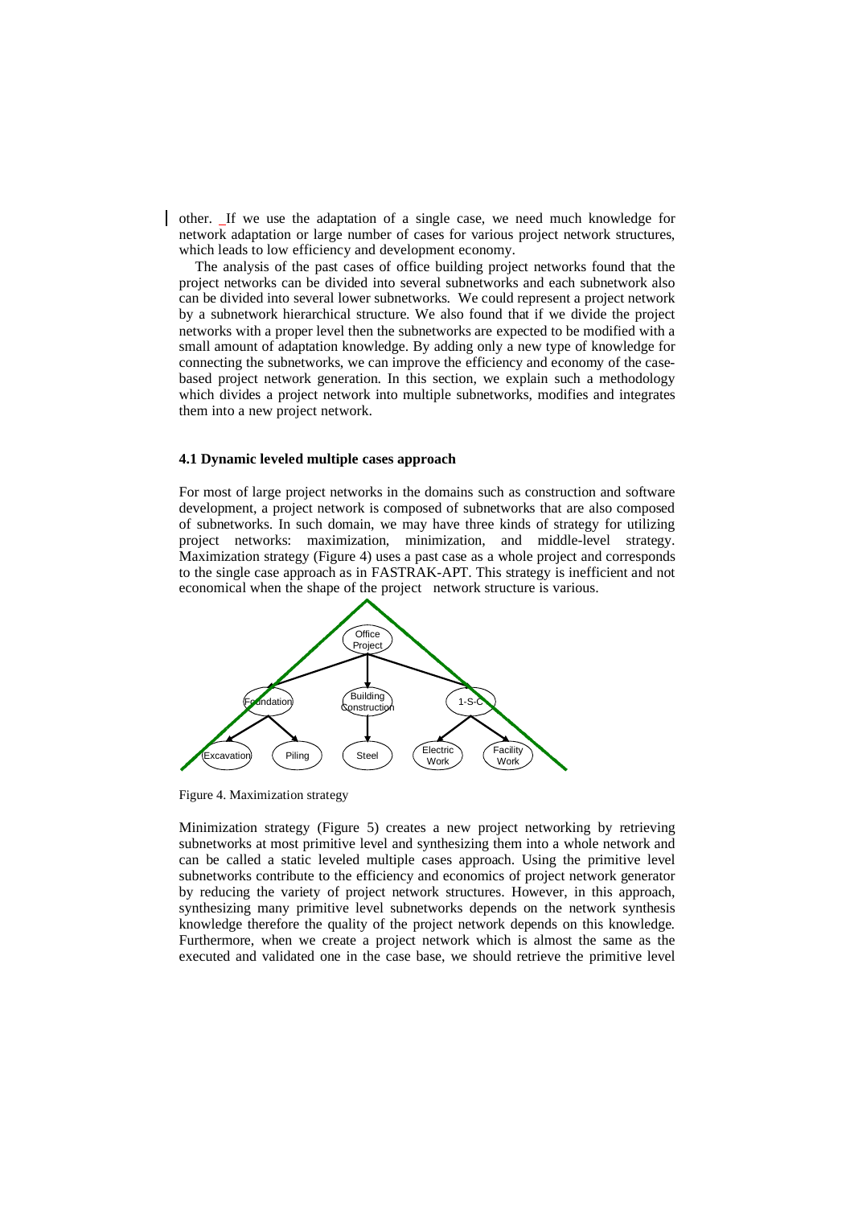other. _If we use the adaptation of a single case, we need much knowledge for network adaptation or large number of cases for various project network structures, which leads to low efficiency and development economy.

The analysis of the past cases of office building project networks found that the project networks can be divided into several subnetworks and each subnetwork also can be divided into several lower subnetworks. We could represent a project network by a subnetwork hierarchical structure. We also found that if we divide the project networks with a proper level then the subnetworks are expected to be modified with a small amount of adaptation knowledge. By adding only a new type of knowledge for connecting the subnetworks, we can improve the efficiency and economy of the case-based project network generation. In this section, we explain such a methodology which divides a project network into multiple subnetworks, modifies and integrates them into a new project network.

### 4.1 Dynamic leveled multiple cases approach

For most of large project networks in the domains such as construction and software development, a project network is composed of subnetworks that are also composed of subnetworks. In such domain, we may have three kinds of strategy for utilizing project networks: maximization, minimization, and middle-level strategy. Maximization strategy (Figure 4) uses a past case as a whole project and corresponds to the single case approach as in FASTRAK-APT. This strategy is inefficient and not economical when the shape of the project network structure is various.

Office Project

Foundation — Building Construction — 1-S-C

Excavation — Piling — Steel — Electric Work — Facility Work

Figure 4. Maximization strategy

Minimization strategy (Figure 5) creates a new project networking by retrieving subnetworks at most primitive level and synthesizing them into a whole network and can be called a static leveled multiple cases approach. Using the primitive level subnetworks contribute to the efficiency and economics of project network generator by reducing the variety of project network structures. However, in this approach, synthesizing many primitive level subnetworks depends on the network synthesis knowledge therefore the quality of the project network depends on this knowledge. Furthermore, when we create a project network which is almost the same as the executed and validated one in the case base, we should retrieve the primitive level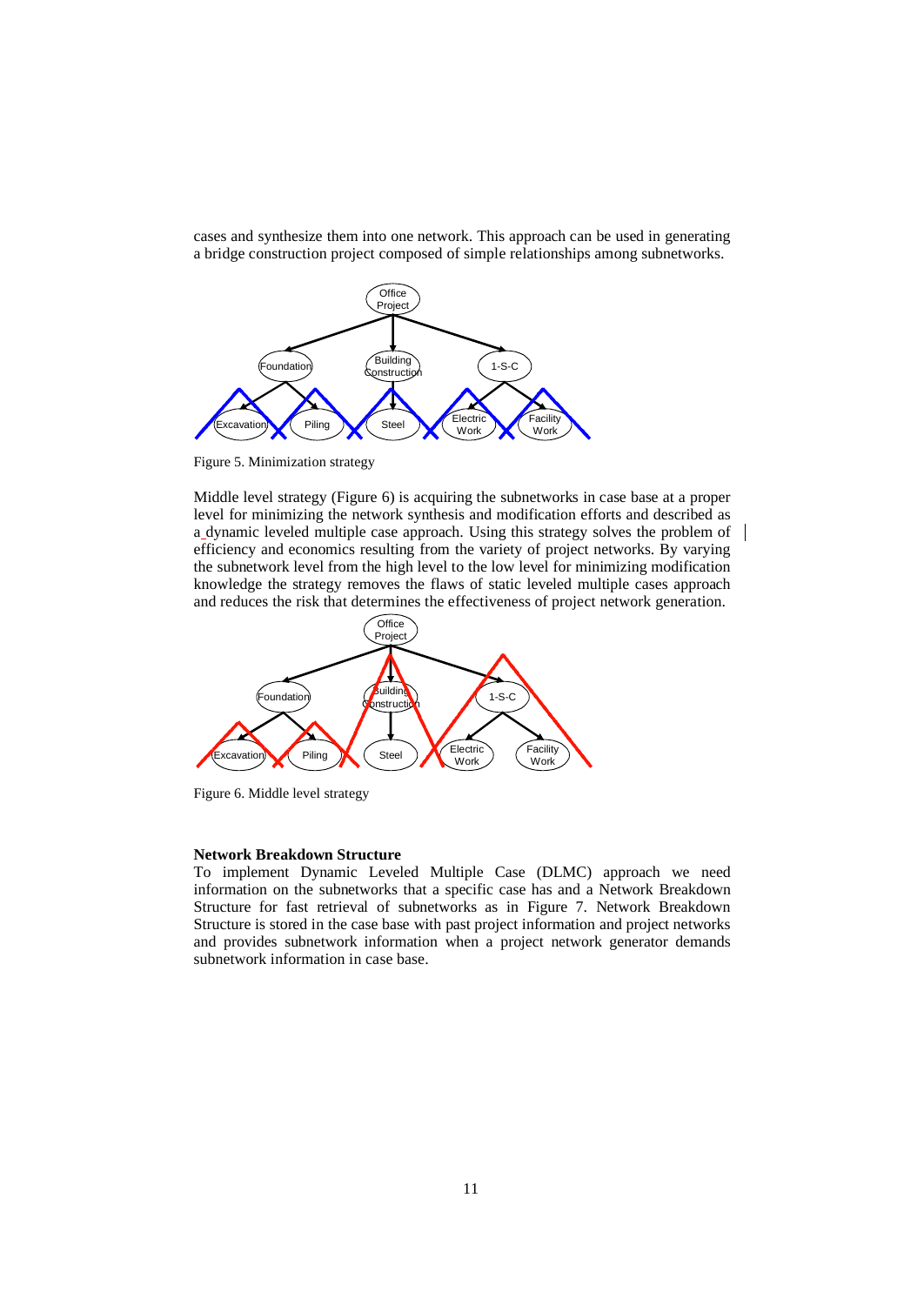cases and synthesize them into one network. This approach can be used in generating a bridge construction project composed of simple relationships among subnetworks.

Figure 5. Minimization strategy

Middle level strategy (Figure 6) is acquiring the subnetworks in case base at a proper level for minimizing the network synthesis and modification efforts and described as a dynamic leveled multiple case approach. Using this strategy solves the problem of efficiency and economics resulting from the variety of project networks. By varying the subnetwork level from the high level to the low level for minimizing modification knowledge the strategy removes the flaws of static leveled multiple cases approach and reduces the risk that determines the effectiveness of project network generation.

Figure 6. Middle level strategy

**Network Breakdown Structure**

To implement Dynamic Leveled Multiple Case (DLMC) approach we need information on the subnetworks that a specific case has and a Network Breakdown Structure for fast retrieval of subnetworks as in Figure 7. Network Breakdown Structure is stored in the case base with past project information and project networks and provides subnetwork information when a project network generator demands subnetwork information in case base.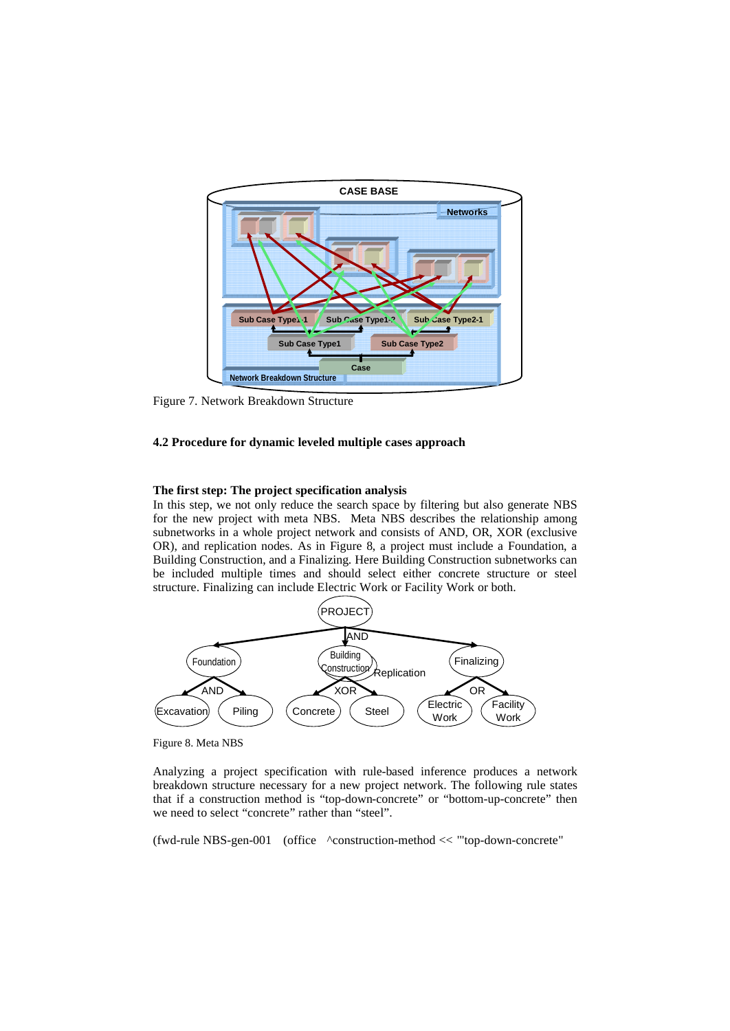Figure 7. Network Breakdown Structure

### 4.2 Procedure for dynamic leveled multiple cases approach

**The first step: The project specification analysis**

In this step, we not only reduce the search space by filtering but also generate NBS for the new project with meta NBS. Meta NBS describes the relationship among subnetworks in a whole project network and consists of AND, OR, XOR (exclusive OR), and replication nodes. As in Figure 8, a project must include a Foundation, a Building Construction, and a Finalizing. Here Building Construction subnetworks can be included multiple times and should select either concrete structure or steel structure. Finalizing can include Electric Work or Facility Work or both.

Figure 8. Meta NBS

Analyzing a project specification with rule-based inference produces a network breakdown structure necessary for a new project network. The following rule states that if a construction method is "top-down-concrete" or "bottom-up-concrete" then we need to select "concrete" rather than "steel".

```
(fwd-rule NBS-gen-001   (office   ^construction-method << "'top-down-concrete"
```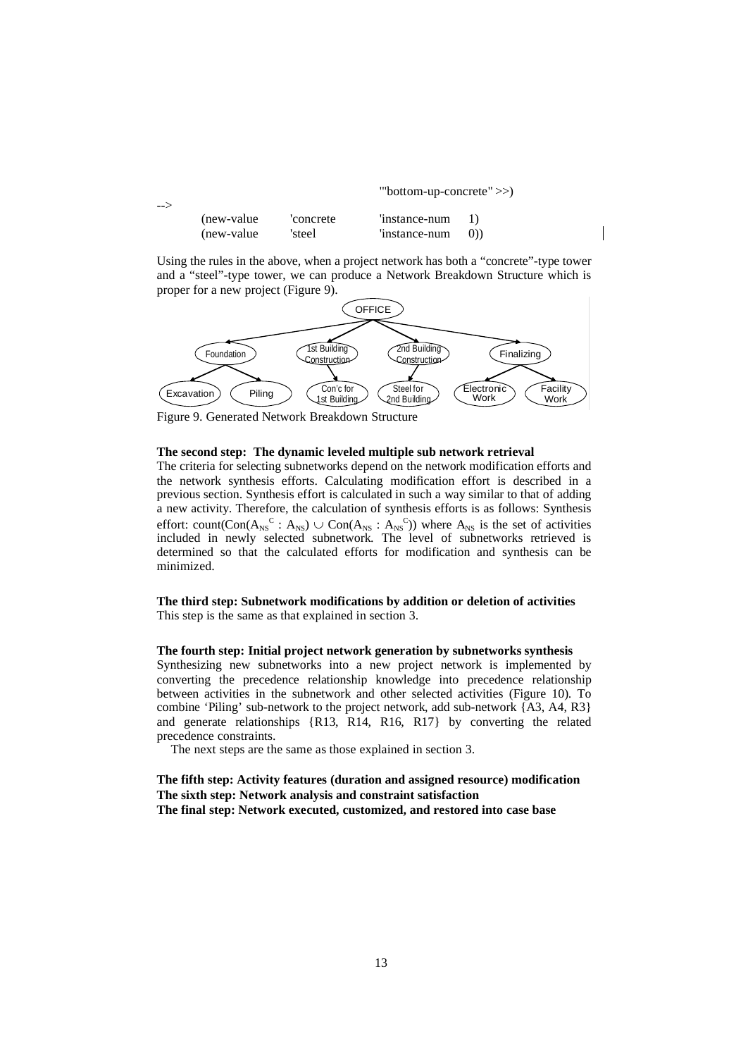```
                                    '"bottom-up-concrete" >>)
-->
        (new-value    'concrete     'instance-num    1)
        (new-value    'steel        'instance-num    0))
```

Using the rules in the above, when a project network has both a "concrete"-type tower and a "steel"-type tower, we can produce a Network Breakdown Structure which is proper for a new project (Figure 9).

Figure 9. Generated Network Breakdown Structure

**The second step: The dynamic leveled multiple sub network retrieval**

The criteria for selecting subnetworks depend on the network modification efforts and the network synthesis efforts. Calculating modification effort is described in a previous section. Synthesis effort is calculated in such a way similar to that of adding a new activity. Therefore, the calculation of synthesis efforts is as follows: Synthesis effort: $\text{count}(\text{Con}(A_{NS}{}^{C} : A_{NS}) \cup \text{Con}(A_{NS} : A_{NS}{}^{C}))$ where $A_{NS}$ is the set of activities included in newly selected subnetwork. The level of subnetworks retrieved is determined so that the calculated efforts for modification and synthesis can be minimized.

**The third step: Subnetwork modifications by addition or deletion of activities**

This step is the same as that explained in section 3.

**The fourth step: Initial project network generation by subnetworks synthesis**

Synthesizing new subnetworks into a new project network is implemented by converting the precedence relationship knowledge into precedence relationship between activities in the subnetwork and other selected activities (Figure 10). To combine 'Piling' sub-network to the project network, add sub-network {A3, A4, R3} and generate relationships {R13, R14, R16, R17} by converting the related precedence constraints.

The next steps are the same as those explained in section 3.

**The fifth step: Activity features (duration and assigned resource) modification**

**The sixth step: Network analysis and constraint satisfaction**

**The final step: Network executed, customized, and restored into case base**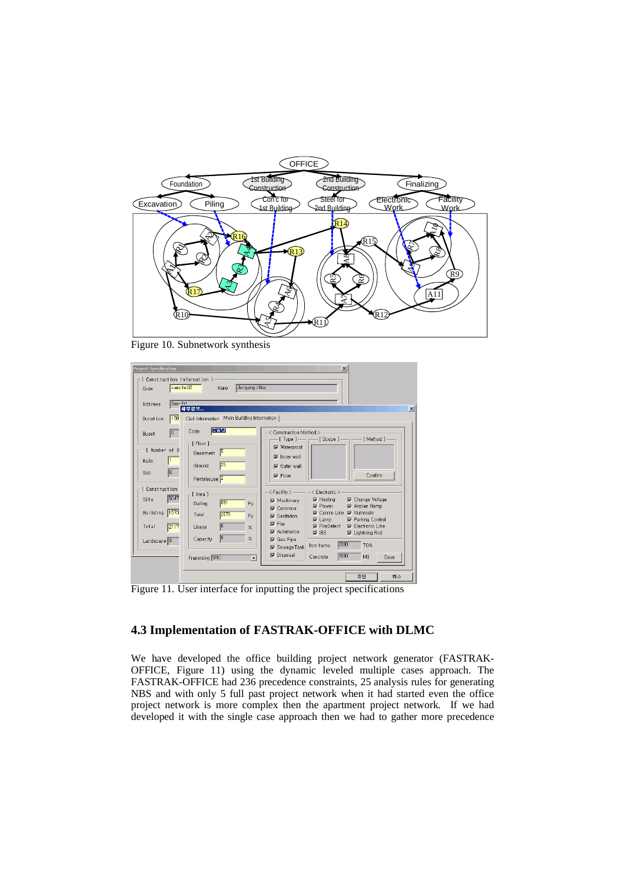Figure 10. Subnetwork synthesis

Figure 11. User interface for inputting the project specifications

## 4.3 Implementation of FASTRAK-OFFICE with DLMC

We have developed the office building project network generator (FASTRAK-OFFICE, Figure 11) using the dynamic leveled multiple cases approach. The FASTRAK-OFFICE had 236 precedence constraints, 25 analysis rules for generating NBS and with only 5 full past project network when it had started even the office project network is more complex then the apartment project network. If we had developed it with the single case approach then we had to gather more precedence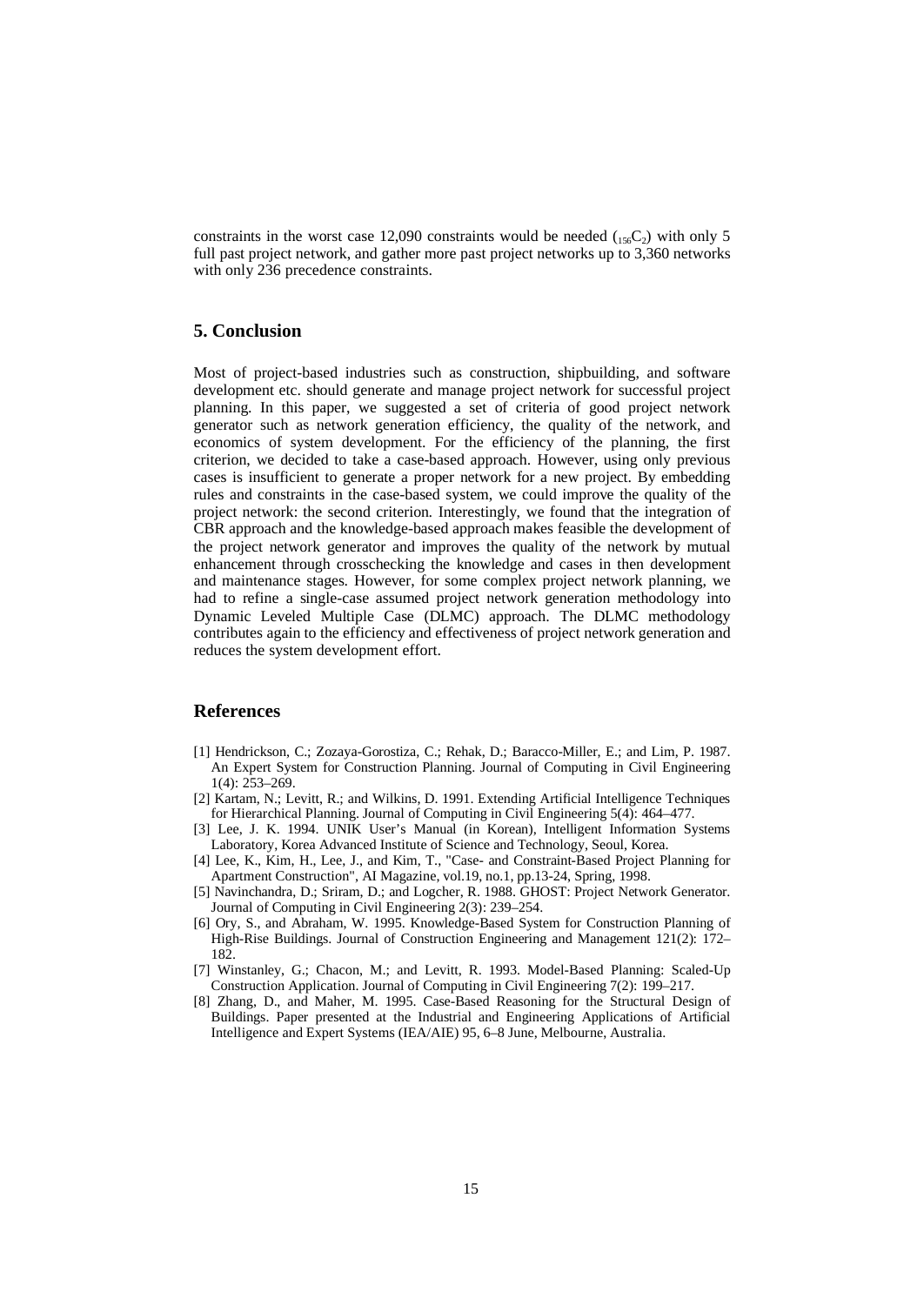constraints in the worst case 12,090 constraints would be needed ($_{156}C_2$) with only 5 full past project network, and gather more past project networks up to 3,360 networks with only 236 precedence constraints.

## 5. Conclusion

Most of project-based industries such as construction, shipbuilding, and software development etc. should generate and manage project network for successful project planning. In this paper, we suggested a set of criteria of good project network generator such as network generation efficiency, the quality of the network, and economics of system development. For the efficiency of the planning, the first criterion, we decided to take a case-based approach. However, using only previous cases is insufficient to generate a proper network for a new project. By embedding rules and constraints in the case-based system, we could improve the quality of the project network: the second criterion. Interestingly, we found that the integration of CBR approach and the knowledge-based approach makes feasible the development of the project network generator and improves the quality of the network by mutual enhancement through crosschecking the knowledge and cases in then development and maintenance stages. However, for some complex project network planning, we had to refine a single-case assumed project network generation methodology into Dynamic Leveled Multiple Case (DLMC) approach. The DLMC methodology contributes again to the efficiency and effectiveness of project network generation and reduces the system development effort.

## References

[1] Hendrickson, C.; Zozaya-Gorostiza, C.; Rehak, D.; Baracco-Miller, E.; and Lim, P. 1987. An Expert System for Construction Planning. Journal of Computing in Civil Engineering 1(4): 253–269.

[2] Kartam, N.; Levitt, R.; and Wilkins, D. 1991. Extending Artificial Intelligence Techniques for Hierarchical Planning. Journal of Computing in Civil Engineering 5(4): 464–477.

[3] Lee, J. K. 1994. UNIK User's Manual (in Korean), Intelligent Information Systems Laboratory, Korea Advanced Institute of Science and Technology, Seoul, Korea.

[4] Lee, K., Kim, H., Lee, J., and Kim, T., "Case- and Constraint-Based Project Planning for Apartment Construction", AI Magazine, vol.19, no.1, pp.13-24, Spring, 1998.

[5] Navinchandra, D.; Sriram, D.; and Logcher, R. 1988. GHOST: Project Network Generator. Journal of Computing in Civil Engineering 2(3): 239–254.

[6] Ory, S., and Abraham, W. 1995. Knowledge-Based System for Construction Planning of High-Rise Buildings. Journal of Construction Engineering and Management 121(2): 172–182.

[7] Winstanley, G.; Chacon, M.; and Levitt, R. 1993. Model-Based Planning: Scaled-Up Construction Application. Journal of Computing in Civil Engineering 7(2): 199–217.

[8] Zhang, D., and Maher, M. 1995. Case-Based Reasoning for the Structural Design of Buildings. Paper presented at the Industrial and Engineering Applications of Artificial Intelligence and Expert Systems (IEA/AIE) 95, 6–8 June, Melbourne, Australia.